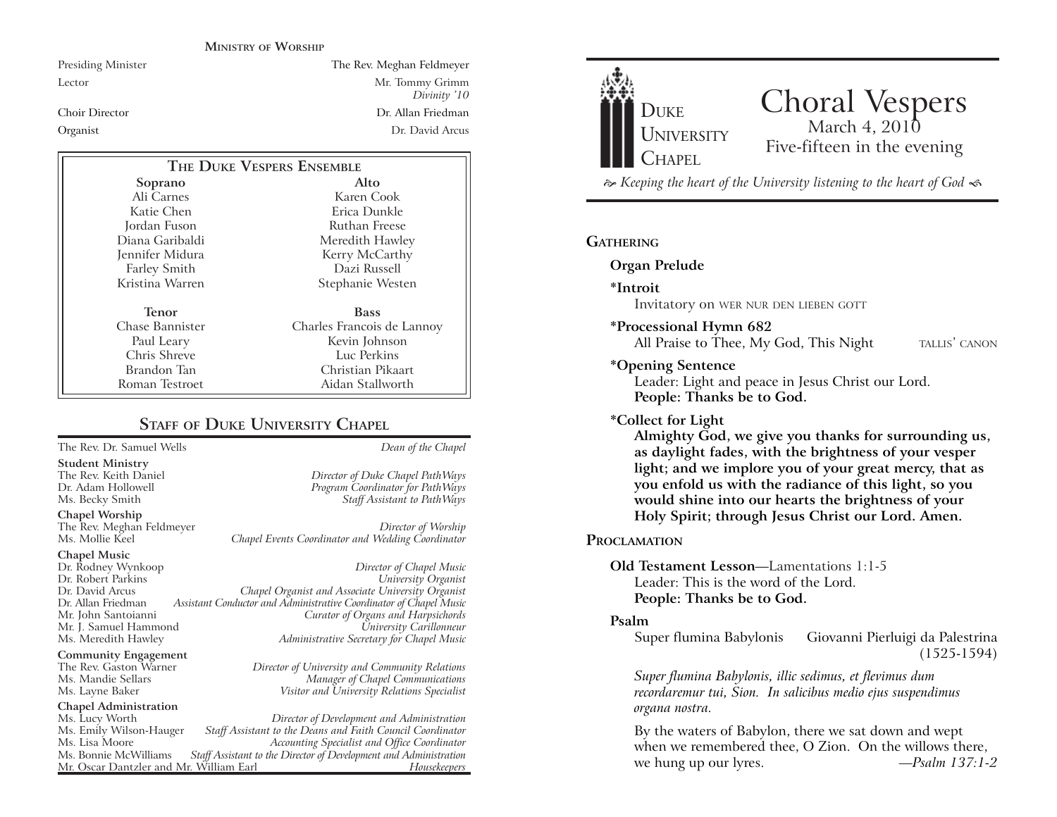## Ministry of Worship

| | |
|---|---|
| Presiding Minister | The Rev. Meghan Feldmeyer |
| Lector | Mr. Tommy Grimm *Divinity '10* |
| Choir Director | Dr. Allan Friedman |
| Organist | Dr. David Arcus |

## The Duke Vespers Ensemble

| Soprano | Alto |
|---|---|
| Ali Carnes | Karen Cook |
| Katie Chen | Erica Dunkle |
| Jordan Fuson | Ruthan Freese |
| Diana Garibaldi | Meredith Hawley |
| Jennifer Midura | Kerry McCarthy |
| Farley Smith | Dazi Russell |
| Kristina Warren | Stephanie Westen |

| Tenor | Bass |
|---|---|
| Chase Bannister | Charles Francois de Lannoy |
| Paul Leary | Kevin Johnson |
| Chris Shreve | Luc Perkins |
| Brandon Tan | Christian Pikaart |
| Roman Testroet | Aidan Stallworth |

## Staff of Duke University Chapel

The Rev. Dr. Samuel Wells — *Dean of the Chapel*

**Student Ministry**
- The Rev. Keith Daniel — *Director of Duke Chapel PathWays*
- Dr. Adam Hollowell — *Program Coordinator for PathWays*
- Ms. Becky Smith — *Staff Assistant to PathWays*

**Chapel Worship**
- The Rev. Meghan Feldmeyer — *Director of Worship*
- Ms. Mollie Keel — *Chapel Events Coordinator and Wedding Coordinator*

**Chapel Music**
- Dr. Rodney Wynkoop — *Director of Chapel Music*
- Dr. Robert Parkins — *University Organist*
- Dr. David Arcus — *Chapel Organist and Associate University Organist*
- Dr. Allan Friedman — *Assistant Conductor and Administrative Coordinator of Chapel Music*
- Mr. John Santoianni — *Curator of Organs and Harpsichords*
- Mr. J. Samuel Hammond — *University Carillonneur*
- Ms. Meredith Hawley — *Administrative Secretary for Chapel Music*

**Community Engagement**
- The Rev. Gaston Warner — *Director of University and Community Relations*
- Ms. Mandie Sellars — *Manager of Chapel Communications*
- Ms. Layne Baker — *Visitor and University Relations Specialist*

**Chapel Administration**
- Ms. Lucy Worth — *Director of Development and Administration*
- Ms. Emily Wilson-Hauger — *Staff Assistant to the Deans and Faith Council Coordinator*
- Ms. Lisa Moore — *Accounting Specialist and Office Coordinator*
- Ms. Bonnie McWilliams — *Staff Assistant to the Director of Development and Administration*
- Mr. Oscar Dantzler and Mr. William Earl — *Housekeepers*

Duke University Chapel

# Choral Vespers

March 4, 2010
Five-fifteen in the evening

*Keeping the heart of the University listening to the heart of God*

## Gathering

**Organ Prelude**

**\*Introit**
Invitatory on WER NUR DEN LIEBEN GOTT

**\*Processional Hymn 682**
All Praise to Thee, My God, This Night — TALLIS' CANON

**\*Opening Sentence**
Leader: Light and peace in Jesus Christ our Lord.
**People: Thanks be to God.**

**\*Collect for Light**
**Almighty God, we give you thanks for surrounding us, as daylight fades, with the brightness of your vesper light; and we implore you of your great mercy, that as you enfold us with the radiance of this light, so you would shine into our hearts the brightness of your Holy Spirit; through Jesus Christ our Lord. Amen.**

## Proclamation

**Old Testament Lesson**—Lamentations 1:1-5
Leader: This is the word of the Lord.
**People: Thanks be to God.**

**Psalm**
Super flumina Babylonis — Giovanni Pierluigi da Palestrina (1525-1594)

*Super flumina Babylonis, illic sedimus, et flevimus dum recordaremur tui, Sion. In salicibus medio ejus suspendimus organa nostra.*

By the waters of Babylon, there we sat down and wept when we remembered thee, O Zion. On the willows there, we hung up our lyres. —*Psalm 137:1-2*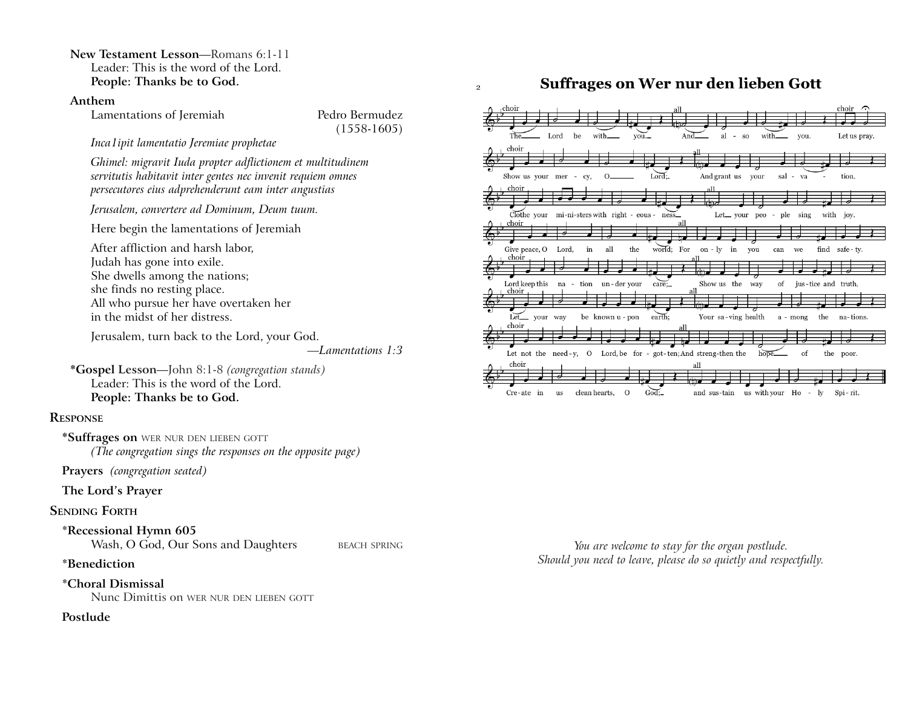**New Testament Lesson**—Romans 6:1-11
Leader: This is the word of the Lord.
**People: Thanks be to God.**

**Anthem**
Lamentations of Jeremiah — Pedro Bermudez (1558-1605)

*Inca1ipit lamentatio Jeremiae prophetae*

*Ghimel: migravit Iuda propter adflictionem et multitudinem servitutis habitavit inter gentes nec invenit requiem omnes persecutores eius adprehenderunt eam inter angustias*

*Jerusalem, convertere ad Dominum, Deum tuum.*

Here begin the lamentations of Jeremiah

After affliction and harsh labor,
Judah has gone into exile.
She dwells among the nations;
she finds no resting place.
All who pursue her have overtaken her
in the midst of her distress.

Jerusalem, turn back to the Lord, your God.

*—Lamentations 1:3*

***Gospel Lesson**—John 8:1-8 *(congregation stands)*
Leader: This is the word of the Lord.
**People: Thanks be to God.**

## Response

***Suffrages on** WER NUR DEN LIEBEN GOTT
*(The congregation sings the responses on the opposite page)*

**Prayers** *(congregation seated)*

**The Lord's Prayer**

## Sending Forth

***Recessional Hymn 605**
Wash, O God, Our Sons and Daughters — BEACH SPRING

***Benediction**

***Choral Dismissal**
Nunc Dimittis on WER NUR DEN LIEBEN GOTT

**Postlude**

## Suffrages on Wer nur den lieben Gott

choir: The Lord be with you.
all: And also with you.
choir: Let us pray.

choir: Show us your mercy, O Lord;
all: And grant us your salvation.

choir: Clothe your ministers with righteousness.
all: Let your people sing with joy.

choir: Give peace, O Lord, in all the world;
all: For only in you can we find safety.

choir: Lord keep this nation under your care;
all: Show us the way of justice and truth.

choir: Let your way be known upon earth;
all: Your saving health among the nations.

choir: Let not the needy, O Lord, be forgotten;
all: And strengthen the hope of the poor.

choir: Create in us clean hearts, O God;
all: and sustain us with your Holy Spirit.

*You are welcome to stay for the organ postlude.*
*Should you need to leave, please do so quietly and respectfully.*